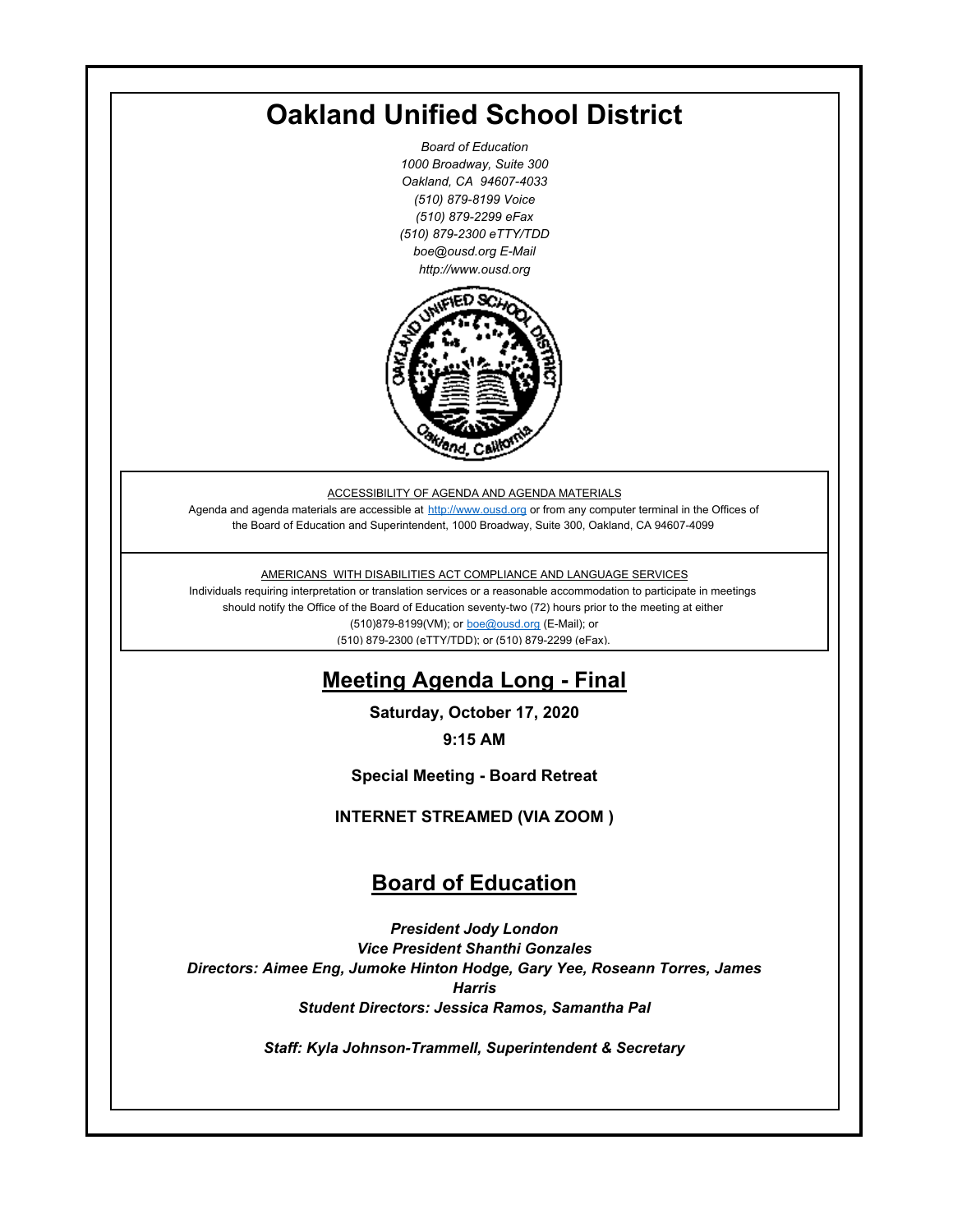# Oakland Unified School District

*Board of Education*
*1000 Broadway, Suite 300*
*Oakland, CA 94607-4033*
*(510) 879-8199 Voice*
*(510) 879-2299 eFax*
*(510) 879-2300 eTTY/TDD*
*boe@ousd.org E-Mail*
*http://www.ousd.org*

ACCESSIBILITY OF AGENDA AND AGENDA MATERIALS

Agenda and agenda materials are accessible at http://www.ousd.org or from any computer terminal in the Offices of the Board of Education and Superintendent, 1000 Broadway, Suite 300, Oakland, CA 94607-4099

AMERICANS WITH DISABILITIES ACT COMPLIANCE AND LANGUAGE SERVICES

Individuals requiring interpretation or translation services or a reasonable accommodation to participate in meetings should notify the Office of the Board of Education seventy-two (72) hours prior to the meeting at either (510)879-8199(VM); or boe@ousd.org (E-Mail); or (510) 879-2300 (eTTY/TDD); or (510) 879-2299 (eFax).

## Meeting Agenda Long - Final

**Saturday, October 17, 2020**

**9:15 AM**

**Special Meeting - Board Retreat**

**INTERNET STREAMED (VIA ZOOM )**

## Board of Education

***President Jody London***
***Vice President Shanthi Gonzales***
***Directors: Aimee Eng, Jumoke Hinton Hodge, Gary Yee, Roseann Torres, James Harris***
***Student Directors: Jessica Ramos, Samantha Pal***

***Staff: Kyla Johnson-Trammell, Superintendent & Secretary***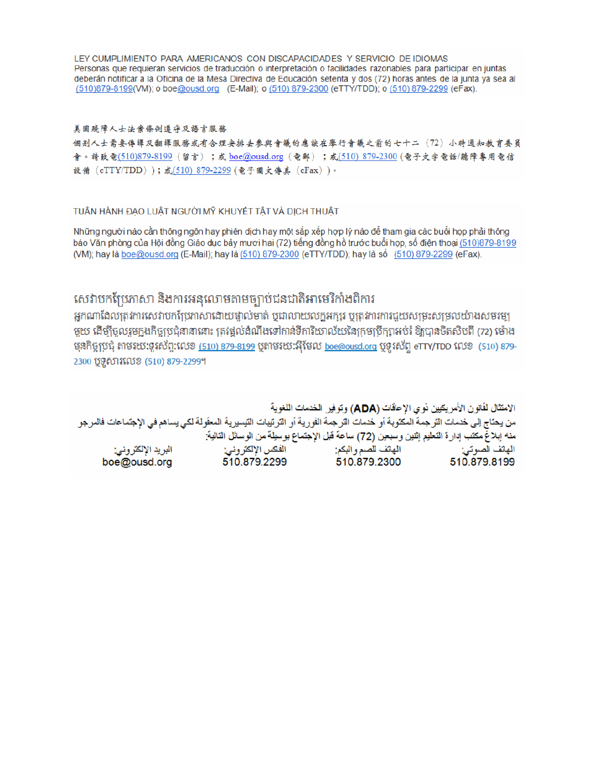LEY CUMPLIMIENTO PARA AMERICANOS CON DISCAPACIDADES Y SERVICIO DE IDIOMAS
Personas que requieran servicios de traducción o interpretación o facilidades razonables para participar en juntas deberán notificar a la Oficina de la Mesa Directiva de Educación setenta y dos (72) horas antes de la junta ya sea al (510)879-8199(VM); o boe@ousd.org (E-Mail); o (510) 879-2300 (eTTY/TDD); o (510) 879-2299 (eFax).

美國殘障人士法案條例遵守及語言服務
個別人士需要傳譯及翻譯服務或有合理安排去參與會議的應該在舉行會議之前的七十二（72）小時通知教育委員會。請致電(510)879-8199（留言）；或 boe@ousd.org（電郵）；或(510) 879-2300（電子文字電話/聽障專用電信設備（eTTY/TDD））；或(510) 879-2299（電子圖文傳真（eFax））。

TUÂN HÀNH ĐẠO LUẬT NGƯỜI MỸ KHUYẾT TẬT VÀ DỊCH THUẬT

Những người nào cần thông ngôn hay phiên dịch hay một sắp xếp hợp lý nào để tham gia các buổi họp phải thông báo Văn phòng của Hội đồng Giáo dục bảy mươi hai (72) tiếng đồng hồ trước buổi họp, số điện thoại (510)879-8199 (VM); hay là boe@ousd.org (E-Mail); hay là (510) 879-2300 (eTTY/TDD); hay là số (510) 879-2299 (eFax).

សេវាបកប្រែភាសា និងការអនុលោមតាមច្បាប់ជនជាតិអាមេរិកាំងពិការ
អ្នកណាដែលត្រូវការសេវាបកប្រែភាសាដោយផ្ទាល់មាត់ ឬជាលាយលក្ខអក្សរ ឬត្រូវការការជួយសម្រះសម្រួលយ៉ាងសមរម្យមួយ ដើម្បីចូលរួមក្នុងកិច្ចប្រជុំនានានោះ ត្រូវផ្តល់ដំណឹងទៅកាន់ទីការិយាល័យនៃក្រុមប្រឹក្សាអប់រំ ឱ្យបានចិតសិបពីរ (72) ម៉ោង មុនកិច្ចប្រជុំ តាមរយៈទូរស័ព្ទ:លេខ (510) 879-8199 ឬតាមរយៈអ៊ីមែល boe@ousd.org ឬទូរស័ព្ទ eTTY/TDD លេខ (510) 879-2300 ឬទូសារលេខ (510) 879-2299។

الامتثال لقانون الأمريكيين ذوي الإعاقات (ADA) وتوفير الخدمات اللغوية
من يحتاج إلى خدمات الترجمة المكتوبة أو خدمات الترجمة الفورية أو الترتيبات التيسيرية المعقولة لكي يساهم في الإجتماعات فالمرجو منه إبلاغ مكتب إدارة التعليم إثنين وسبعين (72) ساعة قبل الإجتماع بوسيلة من الوسائل التالية:

| الهاتف الصوتي: | الهاتف للصم والبكم: | الفكس الإلكتروني: | البريد الإلكتروني: |
|---|---|---|---|
| 510.879.8199 | 510.879.2300 | 510.879.2299 | boe@ousd.org |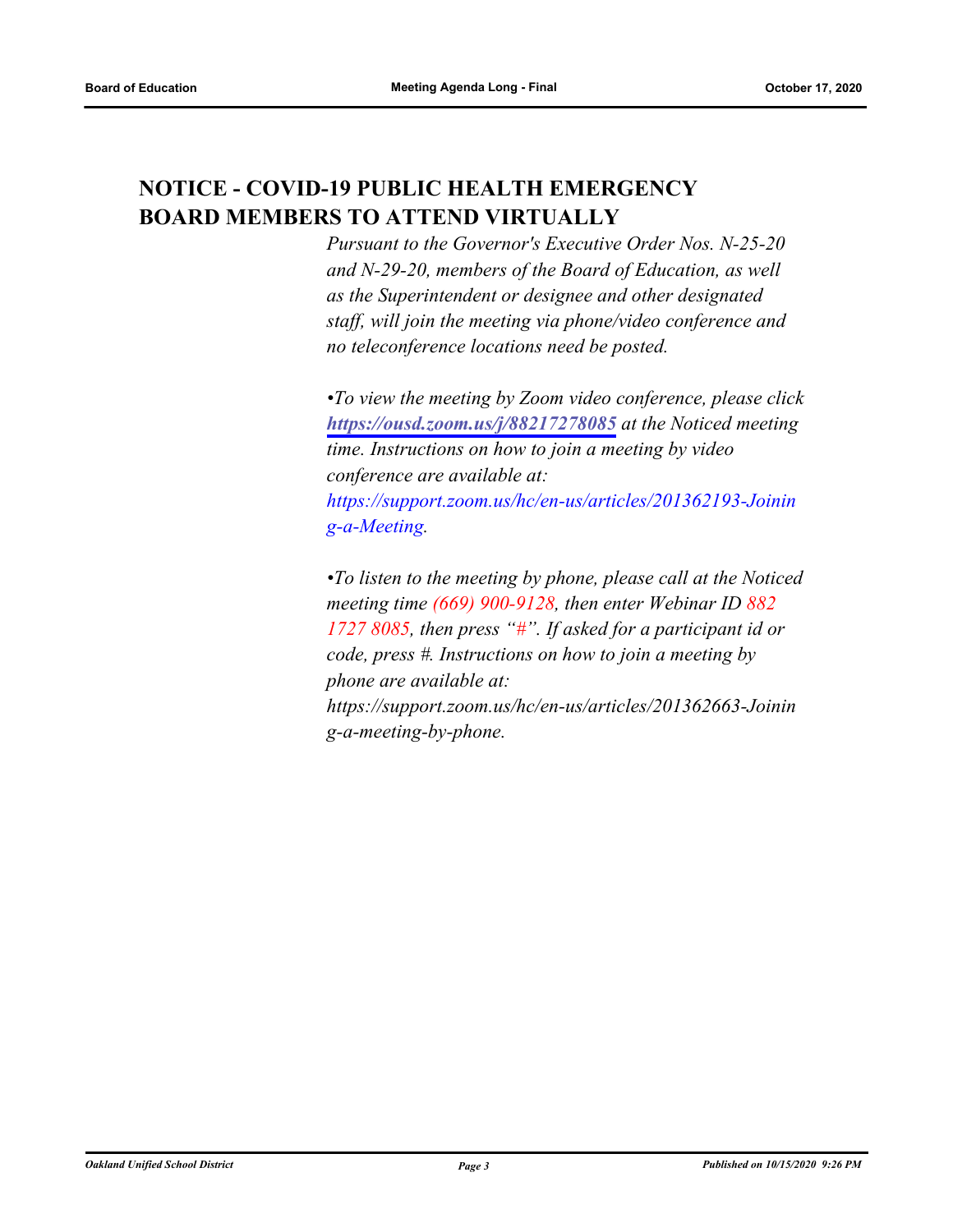## NOTICE - COVID-19 PUBLIC HEALTH EMERGENCY BOARD MEMBERS TO ATTEND VIRTUALLY

*Pursuant to the Governor's Executive Order Nos. N-25-20 and N-29-20, members of the Board of Education, as well as the Superintendent or designee and other designated staff, will join the meeting via phone/video conference and no teleconference locations need be posted.*

*•To view the meeting by Zoom video conference, please click* ***https://ousd.zoom.us/j/88217278085*** *at the Noticed meeting time. Instructions on how to join a meeting by video conference are available at: https://support.zoom.us/hc/en-us/articles/201362193-Joining-a-Meeting.*

*•To listen to the meeting by phone, please call at the Noticed meeting time (669) 900-9128, then enter Webinar ID 882 1727 8085, then press "#". If asked for a participant id or code, press #. Instructions on how to join a meeting by phone are available at: https://support.zoom.us/hc/en-us/articles/201362663-Joining-a-meeting-by-phone.*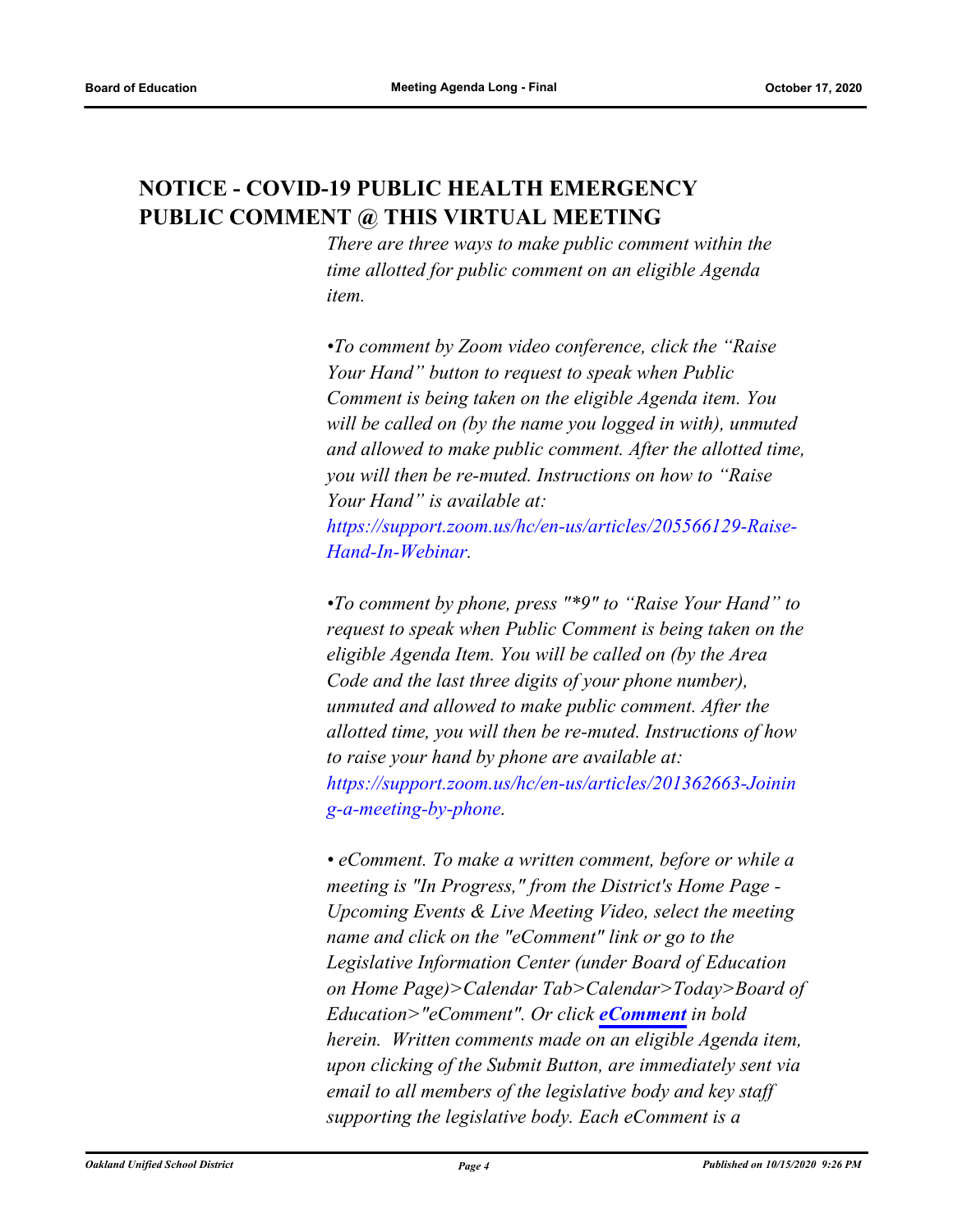## NOTICE - COVID-19 PUBLIC HEALTH EMERGENCY PUBLIC COMMENT @ THIS VIRTUAL MEETING

*There are three ways to make public comment within the time allotted for public comment on an eligible Agenda item.*

*•To comment by Zoom video conference, click the "Raise Your Hand" button to request to speak when Public Comment is being taken on the eligible Agenda item. You will be called on (by the name you logged in with), unmuted and allowed to make public comment. After the allotted time, you will then be re-muted. Instructions on how to "Raise Your Hand" is available at: https://support.zoom.us/hc/en-us/articles/205566129-Raise-Hand-In-Webinar.*

*•To comment by phone, press "*9" to "Raise Your Hand" to request to speak when Public Comment is being taken on the eligible Agenda Item. You will be called on (by the Area Code and the last three digits of your phone number), unmuted and allowed to make public comment. After the allotted time, you will then be re-muted. Instructions of how to raise your hand by phone are available at: https://support.zoom.us/hc/en-us/articles/201362663-Joining-a-meeting-by-phone.*

*• eComment. To make a written comment, before or while a meeting is "In Progress," from the District's Home Page - Upcoming Events & Live Meeting Video, select the meeting name and click on the "eComment" link or go to the Legislative Information Center (under Board of Education on Home Page)>Calendar Tab>Calendar>Today>Board of Education>"eComment". Or click* ***eComment*** *in bold herein. Written comments made on an eligible Agenda item, upon clicking of the Submit Button, are immediately sent via email to all members of the legislative body and key staff supporting the legislative body. Each eComment is a*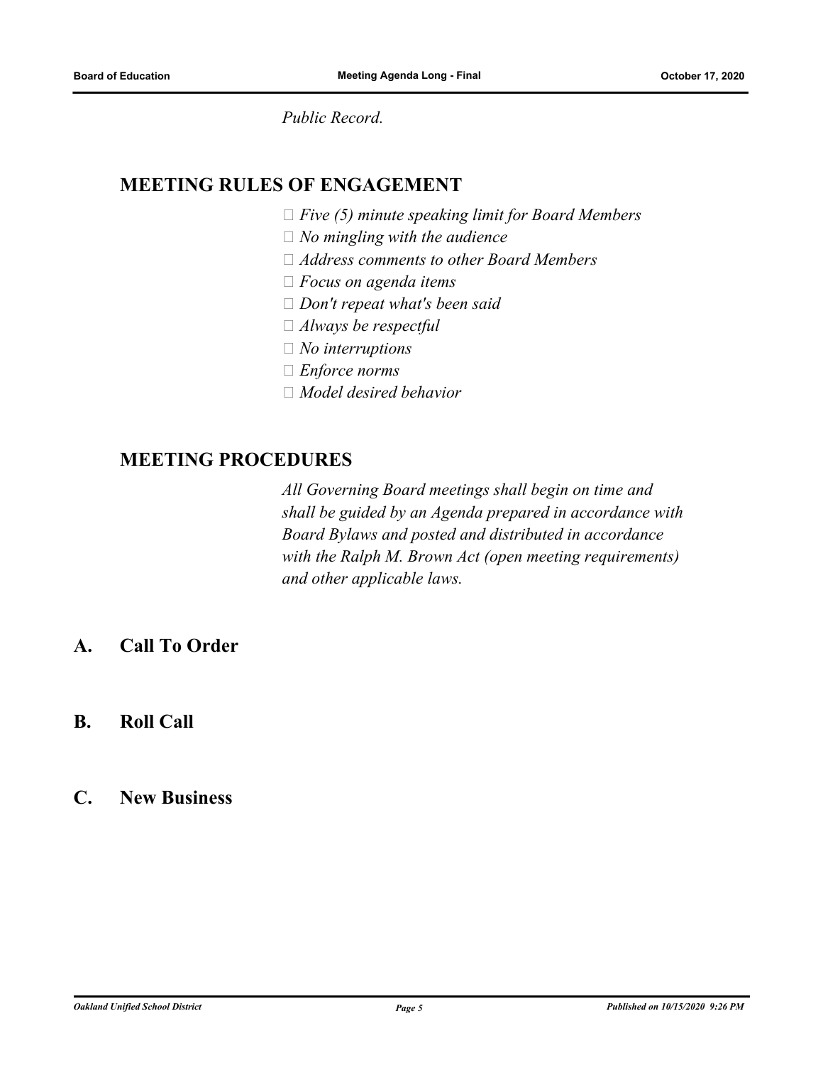*Public Record.*

## MEETING RULES OF ENGAGEMENT

- *Five (5) minute speaking limit for Board Members*
- *No mingling with the audience*
- *Address comments to other Board Members*
- *Focus on agenda items*
- *Don't repeat what's been said*
- *Always be respectful*
- *No interruptions*
- *Enforce norms*
- *Model desired behavior*

## MEETING PROCEDURES

*All Governing Board meetings shall begin on time and shall be guided by an Agenda prepared in accordance with Board Bylaws and posted and distributed in accordance with the Ralph M. Brown Act (open meeting requirements) and other applicable laws.*

## A. Call To Order

## B. Roll Call

## C. New Business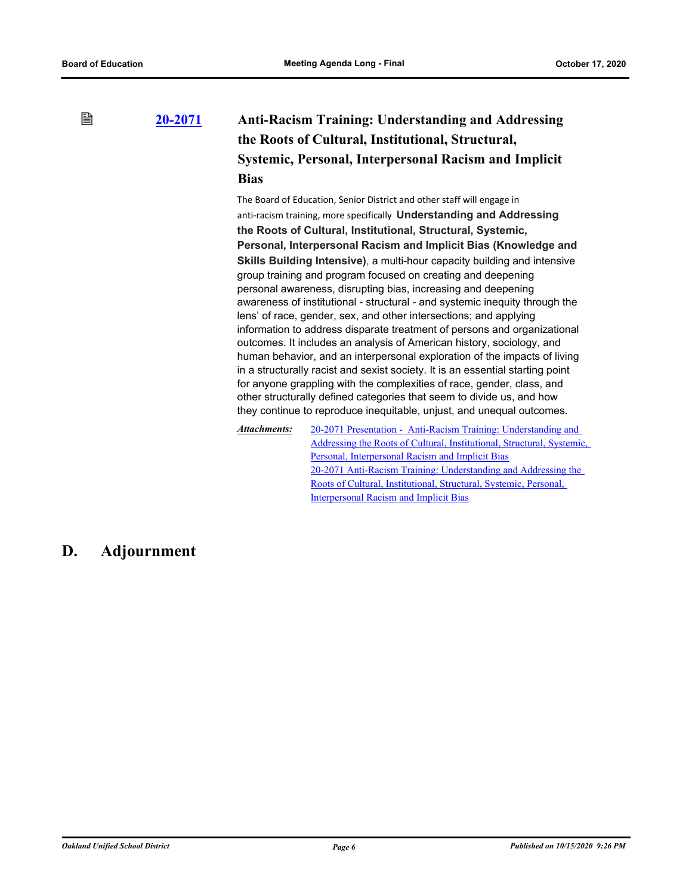**20-2071** **Anti-Racism Training: Understanding and Addressing the Roots of Cultural, Institutional, Structural, Systemic, Personal, Interpersonal Racism and Implicit Bias**

The Board of Education, Senior District and other staff will engage in anti-racism training, more specifically **Understanding and Addressing the Roots of Cultural, Institutional, Structural, Systemic, Personal, Interpersonal Racism and Implicit Bias (Knowledge and Skills Building Intensive)**, a multi-hour capacity building and intensive group training and program focused on creating and deepening personal awareness, disrupting bias, increasing and deepening awareness of institutional - structural - and systemic inequity through the lens' of race, gender, sex, and other intersections; and applying information to address disparate treatment of persons and organizational outcomes. It includes an analysis of American history, sociology, and human behavior, and an interpersonal exploration of the impacts of living in a structurally racist and sexist society. It is an essential starting point for anyone grappling with the complexities of race, gender, class, and other structurally defined categories that seem to divide us, and how they continue to reproduce inequitable, unjust, and unequal outcomes.

***Attachments:*** 20-2071 Presentation - Anti-Racism Training: Understanding and Addressing the Roots of Cultural, Institutional, Structural, Systemic, Personal, Interpersonal Racism and Implicit Bias
20-2071 Anti-Racism Training: Understanding and Addressing the Roots of Cultural, Institutional, Structural, Systemic, Personal, Interpersonal Racism and Implicit Bias

# D. Adjournment